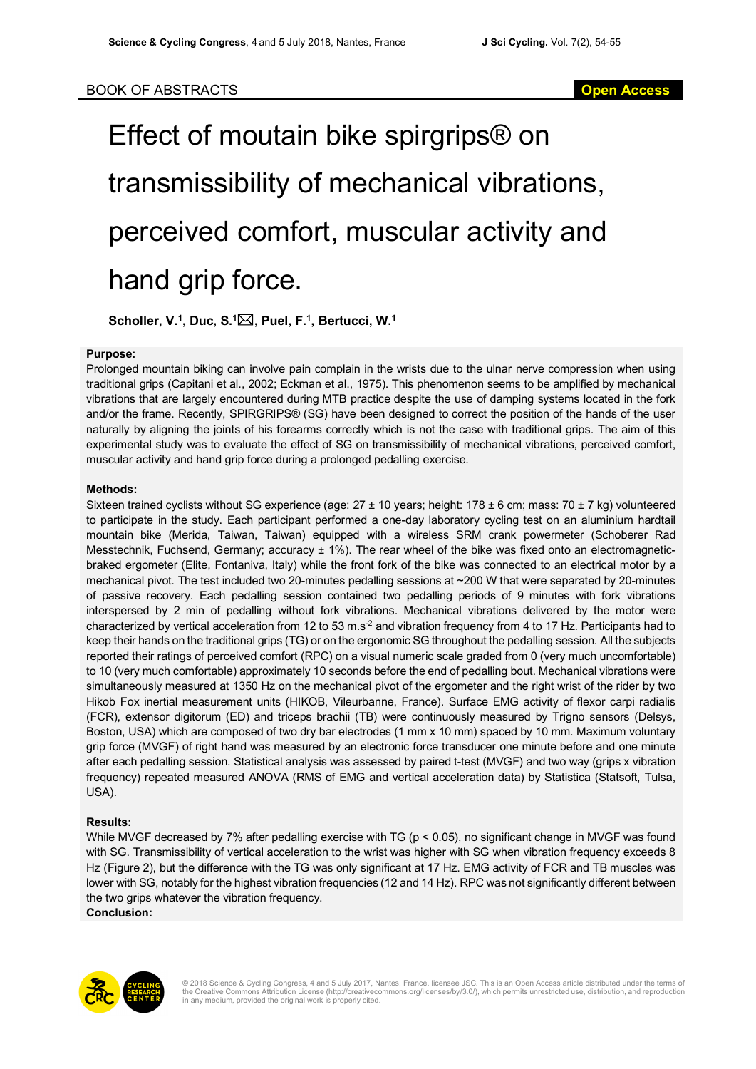BOOK OF ABSTRACTS

**Open Access**

# Effect of moutain bike spirgrips® on transmissibility of mechanical vibrations, perceived comfort, muscular activity and hand grip force.

**Scholler, V.[1], Duc, S.[1]✉, Puel, F.[1], Bertucci, W.[1]**

### Purpose:

Prolonged mountain biking can involve pain complain in the wrists due to the ulnar nerve compression when using traditional grips (Capitani et al., 2002; Eckman et al., 1975). This phenomenon seems to be amplified by mechanical vibrations that are largely encountered during MTB practice despite the use of damping systems located in the fork and/or the frame. Recently, SPIRGRIPS® (SG) have been designed to correct the position of the hands of the user naturally by aligning the joints of his forearms correctly which is not the case with traditional grips. The aim of this experimental study was to evaluate the effect of SG on transmissibility of mechanical vibrations, perceived comfort, muscular activity and hand grip force during a prolonged pedalling exercise.

### Methods:

Sixteen trained cyclists without SG experience (age: 27 ± 10 years; height: 178 ± 6 cm; mass: 70 ± 7 kg) volunteered to participate in the study. Each participant performed a one-day laboratory cycling test on an aluminium hardtail mountain bike (Merida, Taiwan, Taiwan) equipped with a wireless SRM crank powermeter (Schoberer Rad Messtechnik, Fuchsend, Germany; accuracy ± 1%). The rear wheel of the bike was fixed onto an electromagnetic-braked ergometer (Elite, Fontaniva, Italy) while the front fork of the bike was connected to an electrical motor by a mechanical pivot. The test included two 20-minutes pedalling sessions at ~200 W that were separated by 20-minutes of passive recovery. Each pedalling session contained two pedalling periods of 9 minutes with fork vibrations interspersed by 2 min of pedalling without fork vibrations. Mechanical vibrations delivered by the motor were characterized by vertical acceleration from 12 to 53 $m.s^{-2}$ and vibration frequency from 4 to 17 Hz. Participants had to keep their hands on the traditional grips (TG) or on the ergonomic SG throughout the pedalling session. All the subjects reported their ratings of perceived comfort (RPC) on a visual numeric scale graded from 0 (very much uncomfortable) to 10 (very much comfortable) approximately 10 seconds before the end of pedalling bout. Mechanical vibrations were simultaneously measured at 1350 Hz on the mechanical pivot of the ergometer and the right wrist of the rider by two Hikob Fox inertial measurement units (HIKOB, Vileurbanne, France). Surface EMG activity of flexor carpi radialis (FCR), extensor digitorum (ED) and triceps brachii (TB) were continuously measured by Trigno sensors (Delsys, Boston, USA) which are composed of two dry bar electrodes (1 mm x 10 mm) spaced by 10 mm. Maximum voluntary grip force (MVGF) of right hand was measured by an electronic force transducer one minute before and one minute after each pedalling session. Statistical analysis was assessed by paired t-test (MVGF) and two way (grips x vibration frequency) repeated measured ANOVA (RMS of EMG and vertical acceleration data) by Statistica (Statsoft, Tulsa, USA).

### Results:

While MVGF decreased by 7% after pedalling exercise with TG ($p < 0.05$), no significant change in MVGF was found with SG. Transmissibility of vertical acceleration to the wrist was higher with SG when vibration frequency exceeds 8 Hz (Figure 2), but the difference with the TG was only significant at 17 Hz. EMG activity of FCR and TB muscles was lower with SG, notably for the highest vibration frequencies (12 and 14 Hz). RPC was not significantly different between the two grips whatever the vibration frequency.

### Conclusion: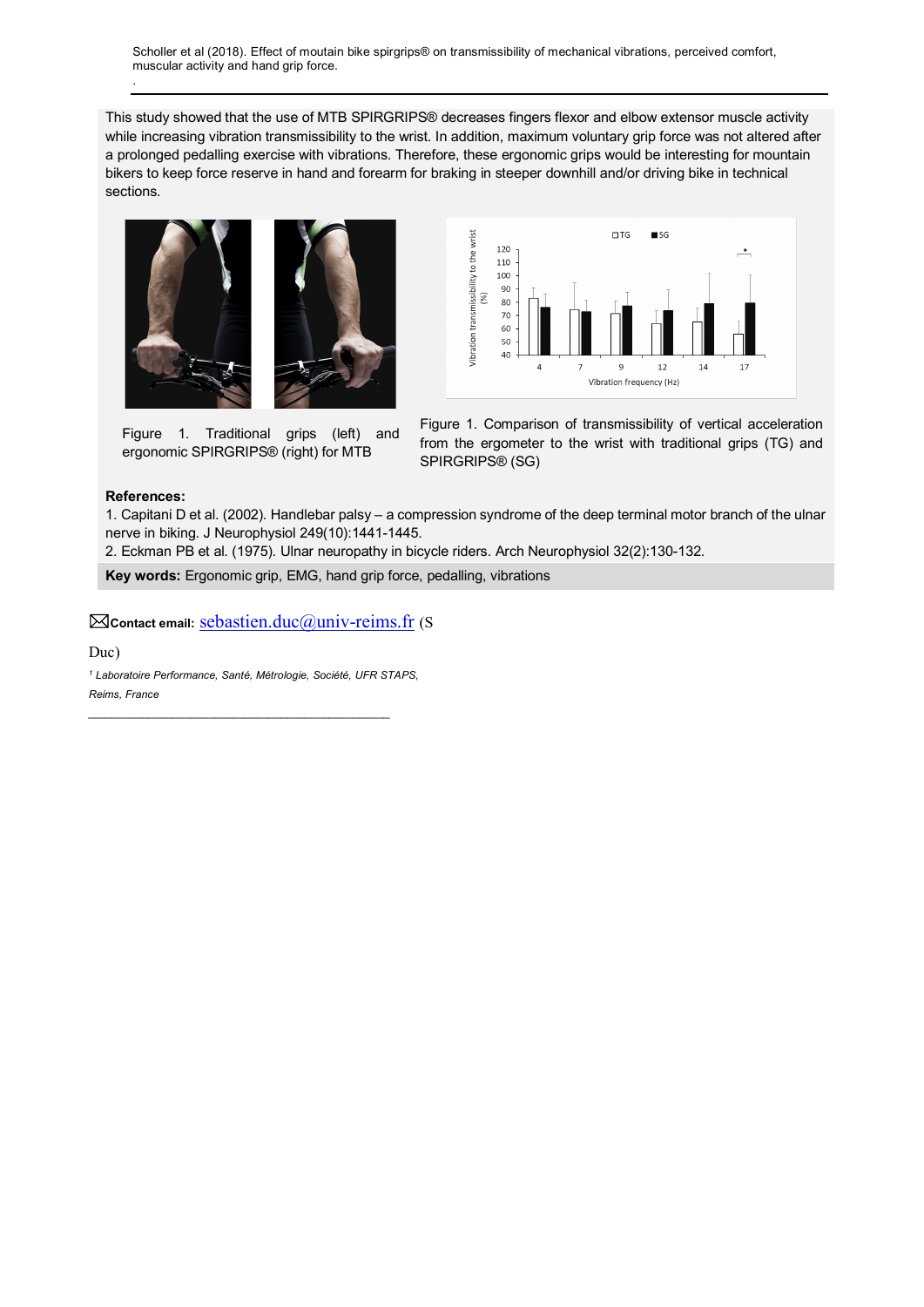This study showed that the use of MTB SPIRGRIPS® decreases fingers flexor and elbow extensor muscle activity while increasing vibration transmissibility to the wrist. In addition, maximum voluntary grip force was not altered after a prolonged pedalling exercise with vibrations. Therefore, these ergonomic grips would be interesting for mountain bikers to keep force reserve in hand and forearm for braking in steeper downhill and/or driving bike in technical sections.

Figure 1. Traditional grips (left) and ergonomic SPIRGRIPS® (right) for MTB

□TG ■SG

Vibration transmissibility to the wrist (%)

120
110
100
90
80
70
60
50
40

4
7
9
12
14
17

*

Vibration frequency (Hz)

Figure 1. Comparison of transmissibility of vertical acceleration from the ergometer to the wrist with traditional grips (TG) and SPIRGRIPS® (SG)

**References:**

1. Capitani D et al. (2002). Handlebar palsy – a compression syndrome of the deep terminal motor branch of the ulnar nerve in biking. J Neurophysiol 249(10):1441-1445.
2. Eckman PB et al. (1975). Ulnar neuropathy in bicycle riders. Arch Neurophysiol 32(2):130-132.

**Key words:** Ergonomic grip, EMG, hand grip force, pedalling, vibrations

✉**Contact email:** sebastien.duc@univ-reims.fr (S Duc)

[1] *Laboratoire Performance, Santé, Métrologie, Société, UFR STAPS, Reims, France*